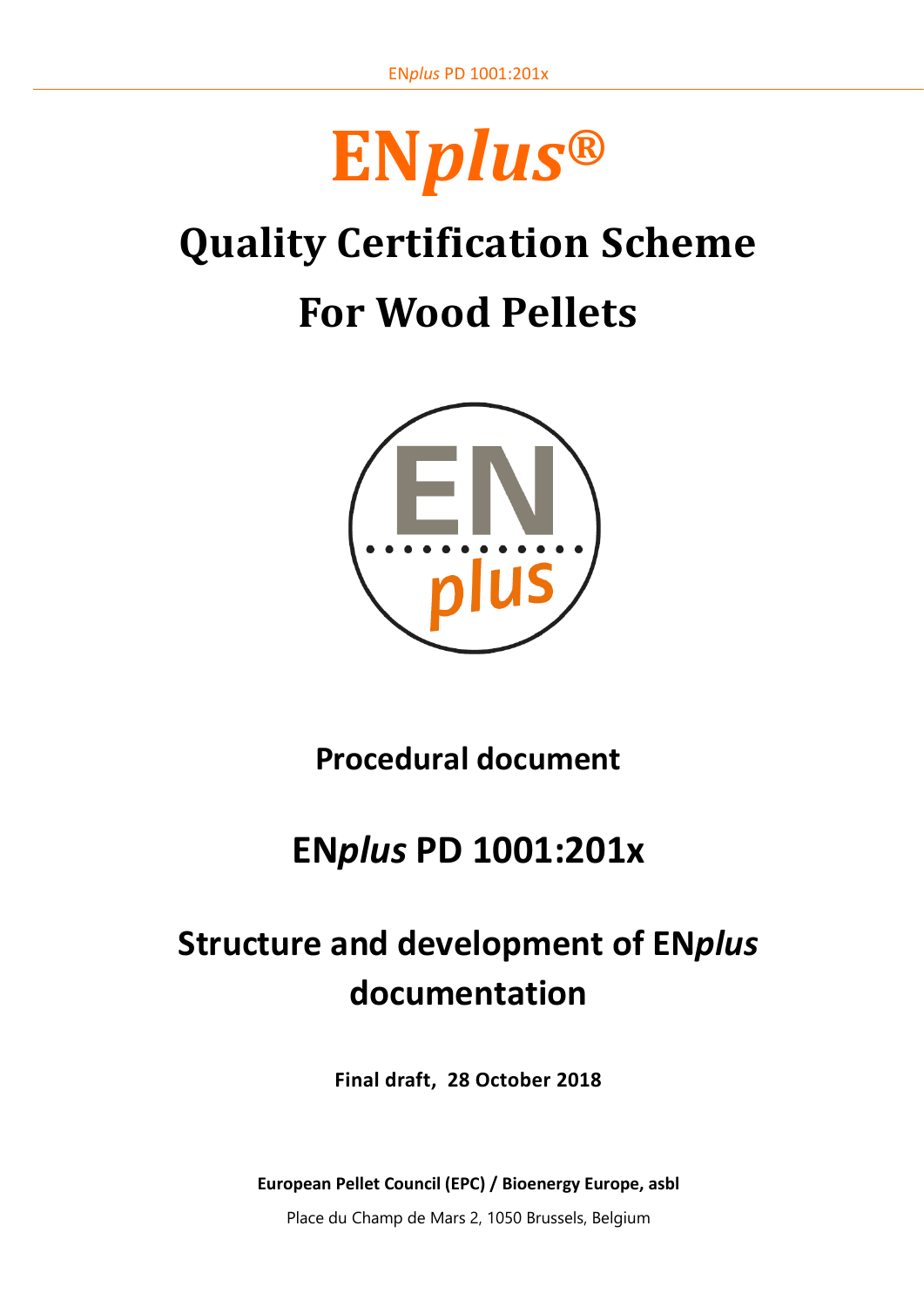# EN*plus*®

# Quality Certification Scheme

# For Wood Pellets

**Procedural document**

## EN*plus* PD 1001:201x

## Structure and development of EN*plus* documentation

**Final draft, 28 October 2018**

**European Pellet Council (EPC) / Bioenergy Europe, asbl**

Place du Champ de Mars 2, 1050 Brussels, Belgium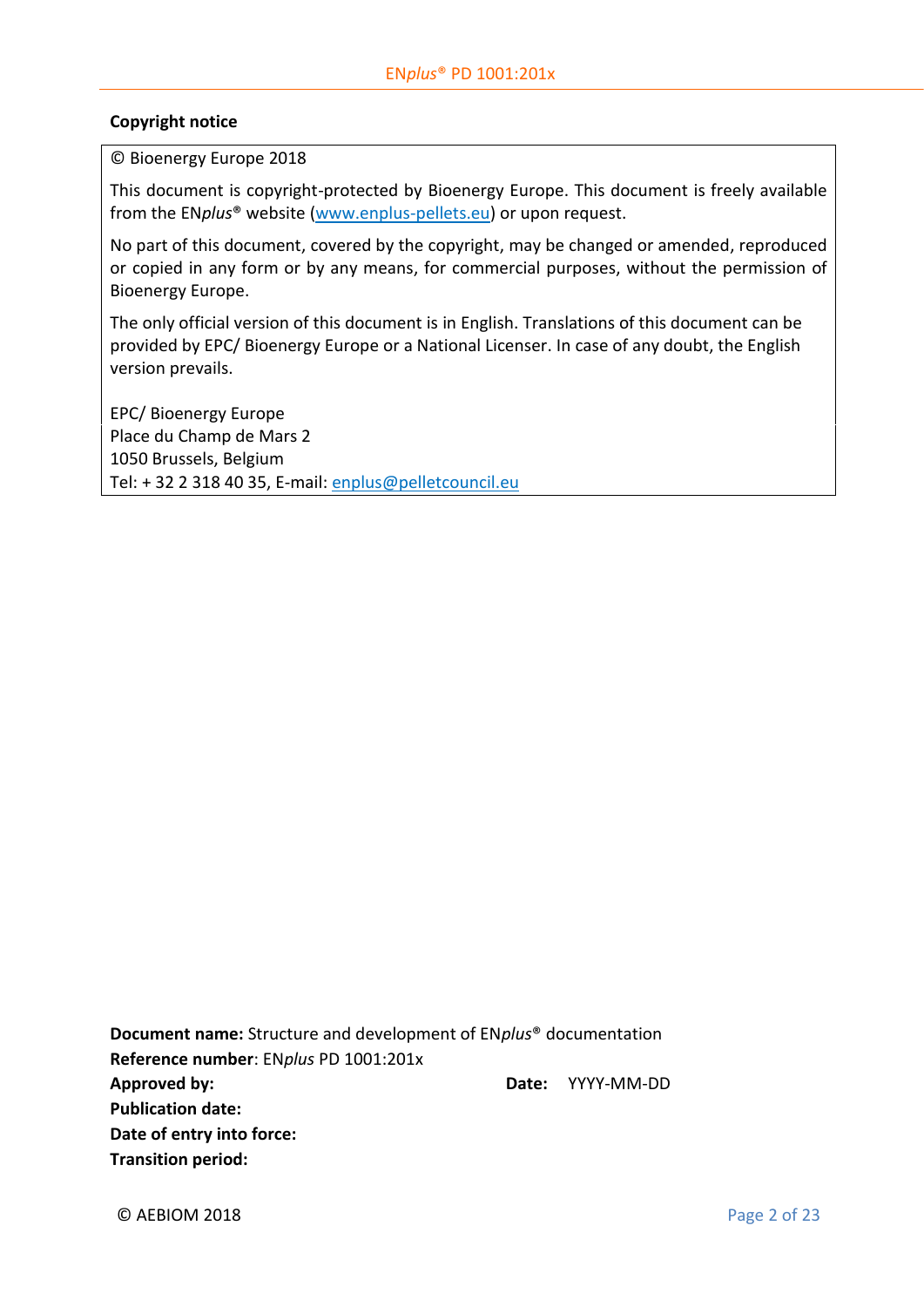**Copyright notice**

© Bioenergy Europe 2018

This document is copyright-protected by Bioenergy Europe. This document is freely available from the EN*plus*® website (www.enplus-pellets.eu) or upon request.

No part of this document, covered by the copyright, may be changed or amended, reproduced or copied in any form or by any means, for commercial purposes, without the permission of Bioenergy Europe.

The only official version of this document is in English. Translations of this document can be provided by EPC/ Bioenergy Europe or a National Licenser. In case of any doubt, the English version prevails.

EPC/ Bioenergy Europe
Place du Champ de Mars 2
1050 Brussels, Belgium
Tel: + 32 2 318 40 35, E-mail: enplus@pelletcouncil.eu

**Document name:** Structure and development of EN*plus*® documentation
**Reference number**: EN*plus* PD 1001:201x
**Approved by:** **Date:** YYYY-MM-DD
**Publication date:**
**Date of entry into force:**
**Transition period:**

© AEBIOM 2018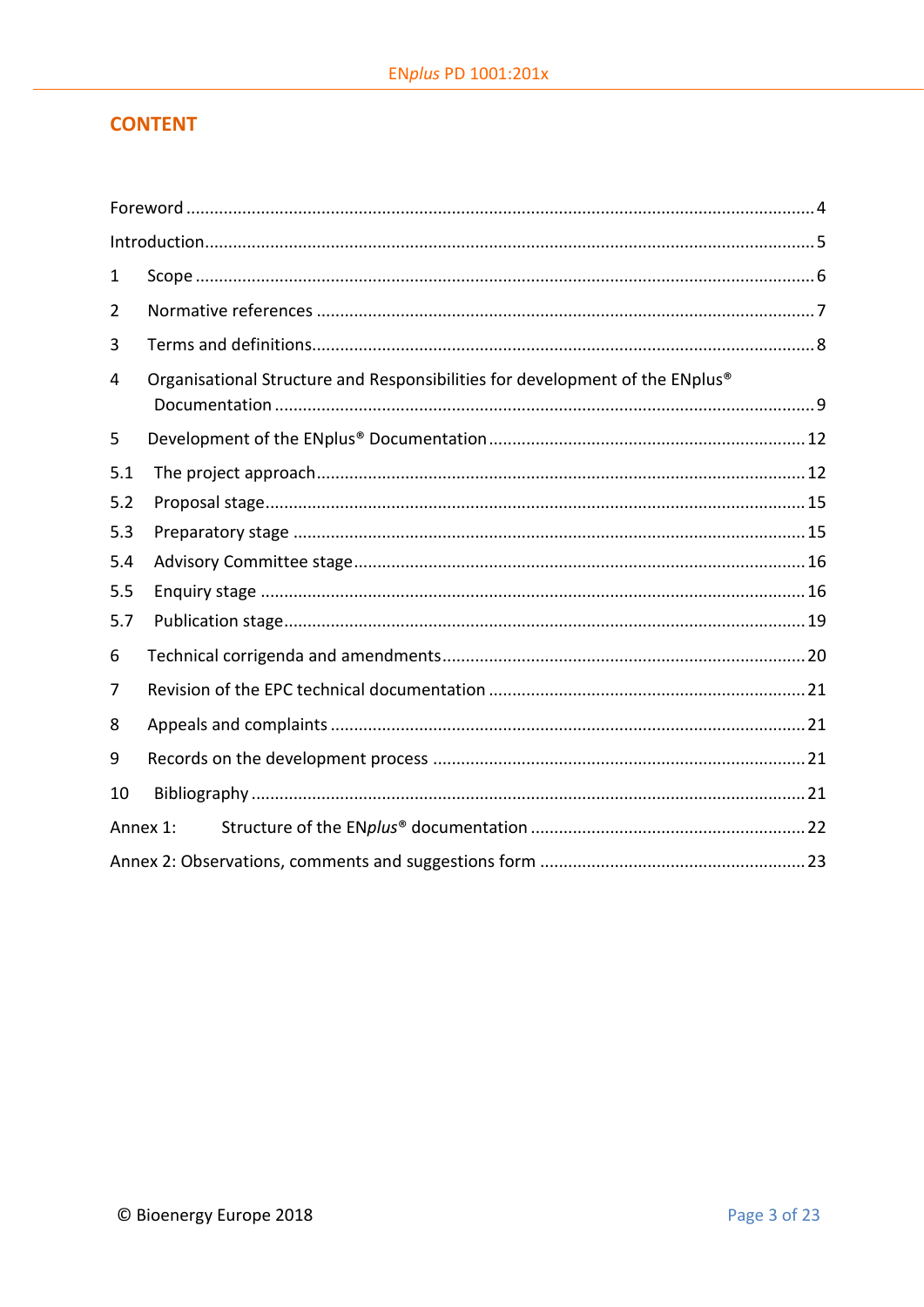# CONTENT

Foreword .......... 4

Introduction .......... 5

1 Scope .......... 6

2 Normative references .......... 7

3 Terms and definitions .......... 8

4 Organisational Structure and Responsibilities for development of the ENplus® Documentation .......... 9

5 Development of the ENplus® Documentation .......... 12

5.1 The project approach .......... 12

5.2 Proposal stage .......... 15

5.3 Preparatory stage .......... 15

5.4 Advisory Committee stage .......... 16

5.5 Enquiry stage .......... 16

5.7 Publication stage .......... 19

6 Technical corrigenda and amendments .......... 20

7 Revision of the EPC technical documentation .......... 21

8 Appeals and complaints .......... 21

9 Records on the development process .......... 21

10 Bibliography .......... 21

Annex 1: Structure of the EN*plus*® documentation .......... 22

Annex 2: Observations, comments and suggestions form .......... 23

© Bioenergy Europe 2018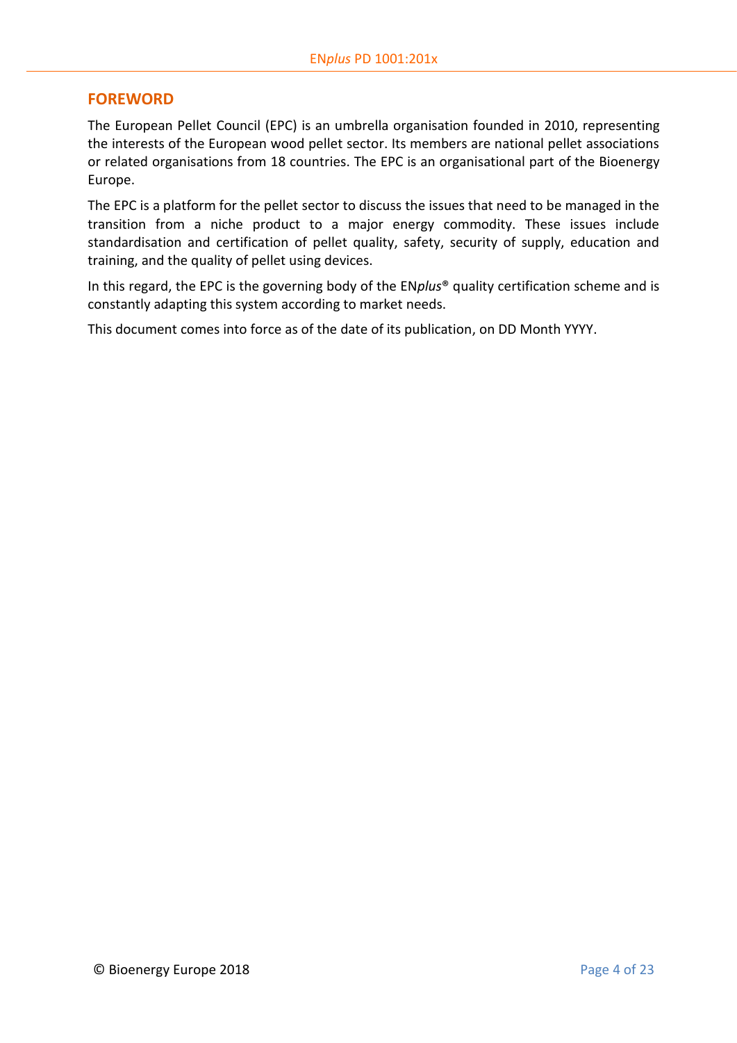## FOREWORD

The European Pellet Council (EPC) is an umbrella organisation founded in 2010, representing the interests of the European wood pellet sector. Its members are national pellet associations or related organisations from 18 countries. The EPC is an organisational part of the Bioenergy Europe.

The EPC is a platform for the pellet sector to discuss the issues that need to be managed in the transition from a niche product to a major energy commodity. These issues include standardisation and certification of pellet quality, safety, security of supply, education and training, and the quality of pellet using devices.

In this regard, the EPC is the governing body of the EN*plus*® quality certification scheme and is constantly adapting this system according to market needs.

This document comes into force as of the date of its publication, on DD Month YYYY.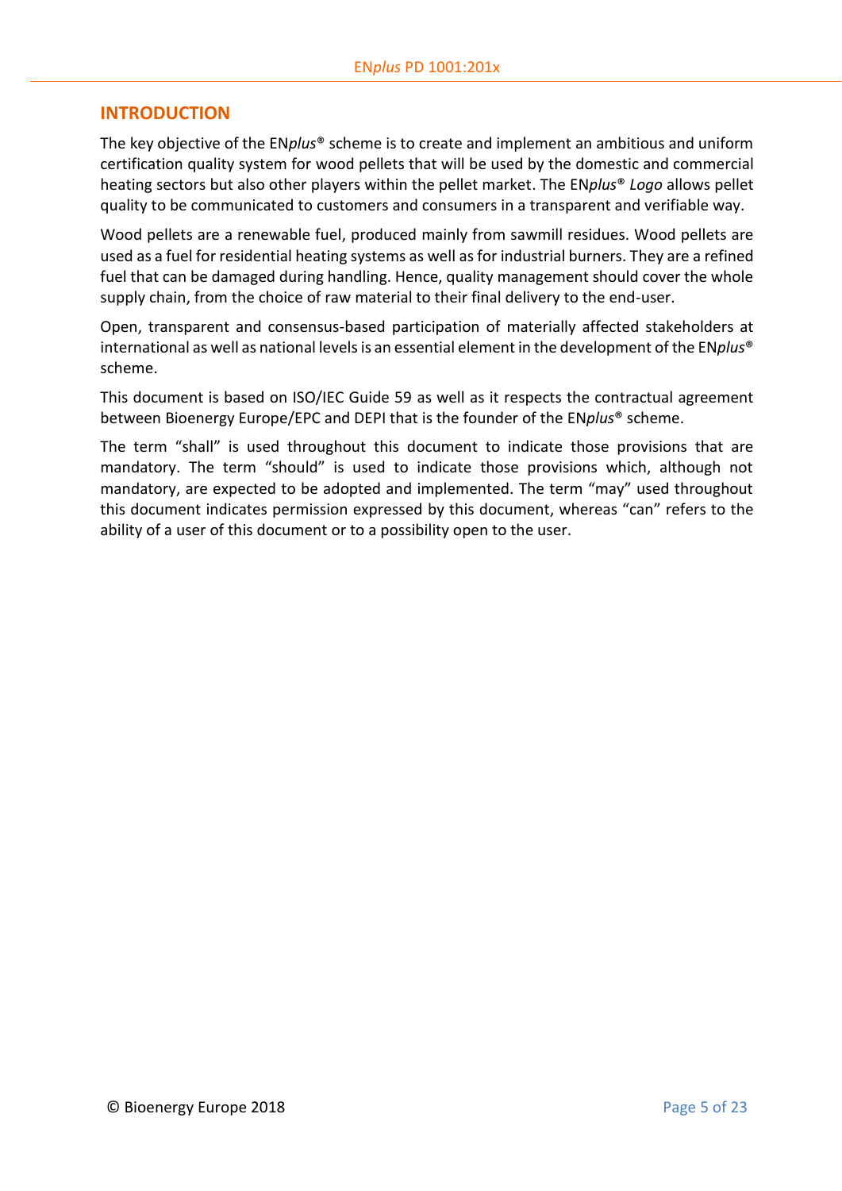## INTRODUCTION

The key objective of the EN*plus*® scheme is to create and implement an ambitious and uniform certification quality system for wood pellets that will be used by the domestic and commercial heating sectors but also other players within the pellet market. The EN*plus*® *Logo* allows pellet quality to be communicated to customers and consumers in a transparent and verifiable way.

Wood pellets are a renewable fuel, produced mainly from sawmill residues. Wood pellets are used as a fuel for residential heating systems as well as for industrial burners. They are a refined fuel that can be damaged during handling. Hence, quality management should cover the whole supply chain, from the choice of raw material to their final delivery to the end-user.

Open, transparent and consensus-based participation of materially affected stakeholders at international as well as national levels is an essential element in the development of the EN*plus*® scheme.

This document is based on ISO/IEC Guide 59 as well as it respects the contractual agreement between Bioenergy Europe/EPC and DEPI that is the founder of the EN*plus*® scheme.

The term “shall” is used throughout this document to indicate those provisions that are mandatory. The term “should” is used to indicate those provisions which, although not mandatory, are expected to be adopted and implemented. The term “may” used throughout this document indicates permission expressed by this document, whereas “can” refers to the ability of a user of this document or to a possibility open to the user.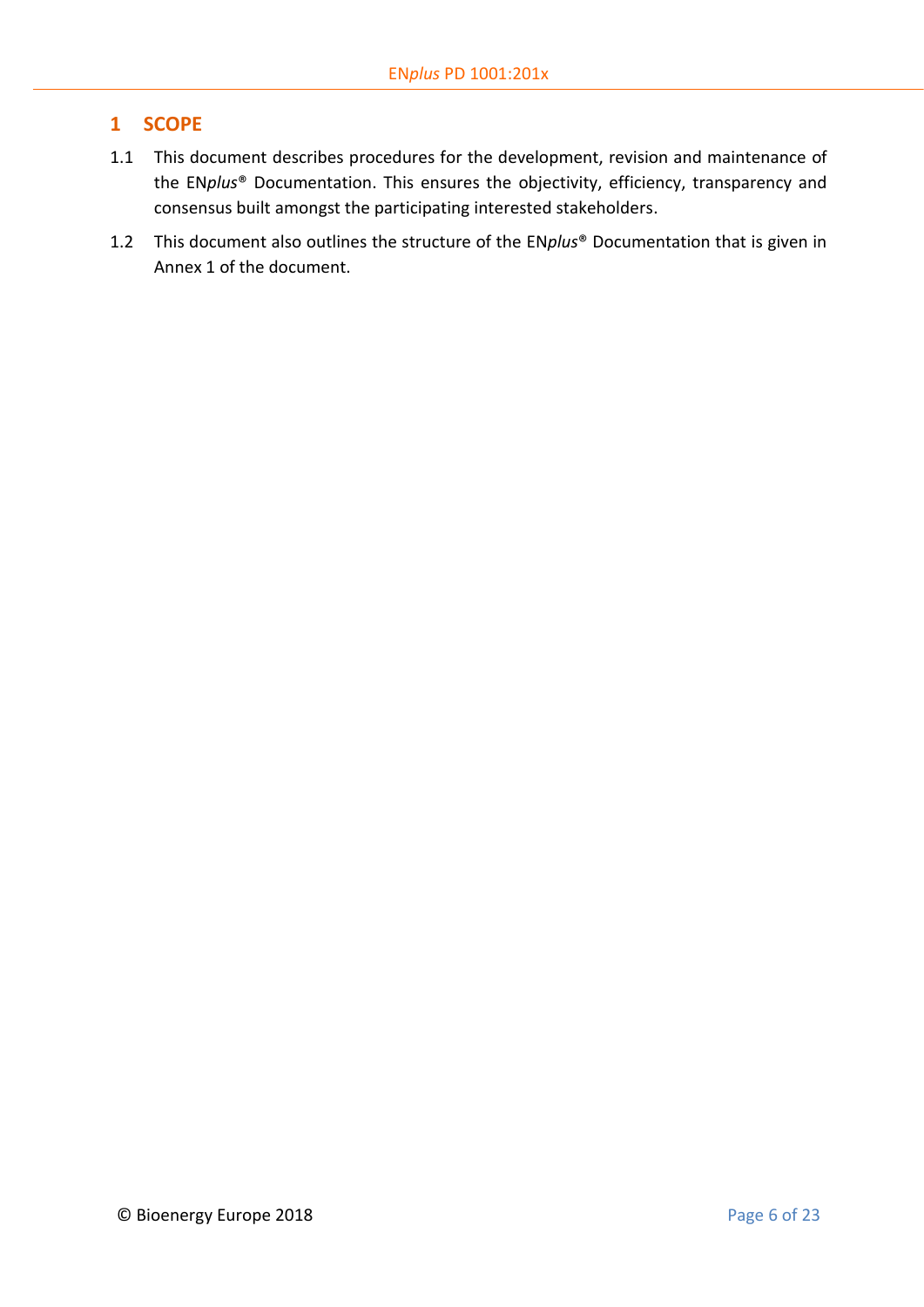# 1 SCOPE

1.1 This document describes procedures for the development, revision and maintenance of the EN*plus*® Documentation. This ensures the objectivity, efficiency, transparency and consensus built amongst the participating interested stakeholders.

1.2 This document also outlines the structure of the EN*plus*® Documentation that is given in Annex 1 of the document.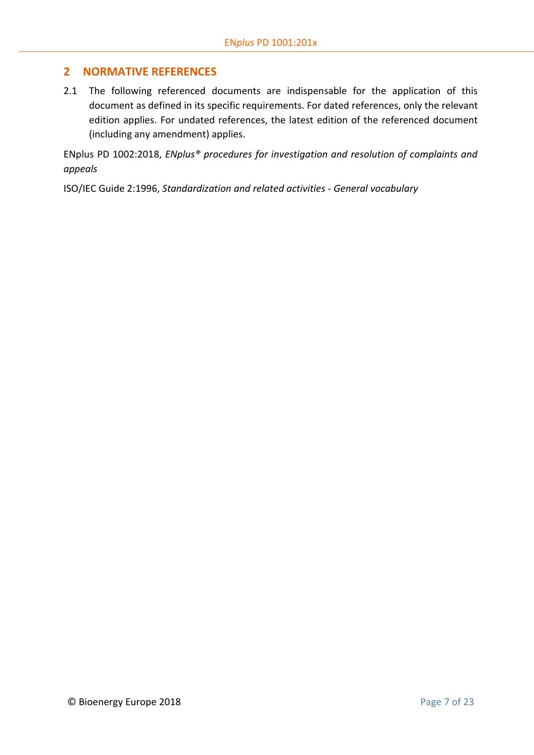# 2 NORMATIVE REFERENCES

2.1 The following referenced documents are indispensable for the application of this document as defined in its specific requirements. For dated references, only the relevant edition applies. For undated references, the latest edition of the referenced document (including any amendment) applies.

ENplus PD 1002:2018, *ENplus® procedures for investigation and resolution of complaints and appeals*

ISO/IEC Guide 2:1996, *Standardization and related activities - General vocabulary*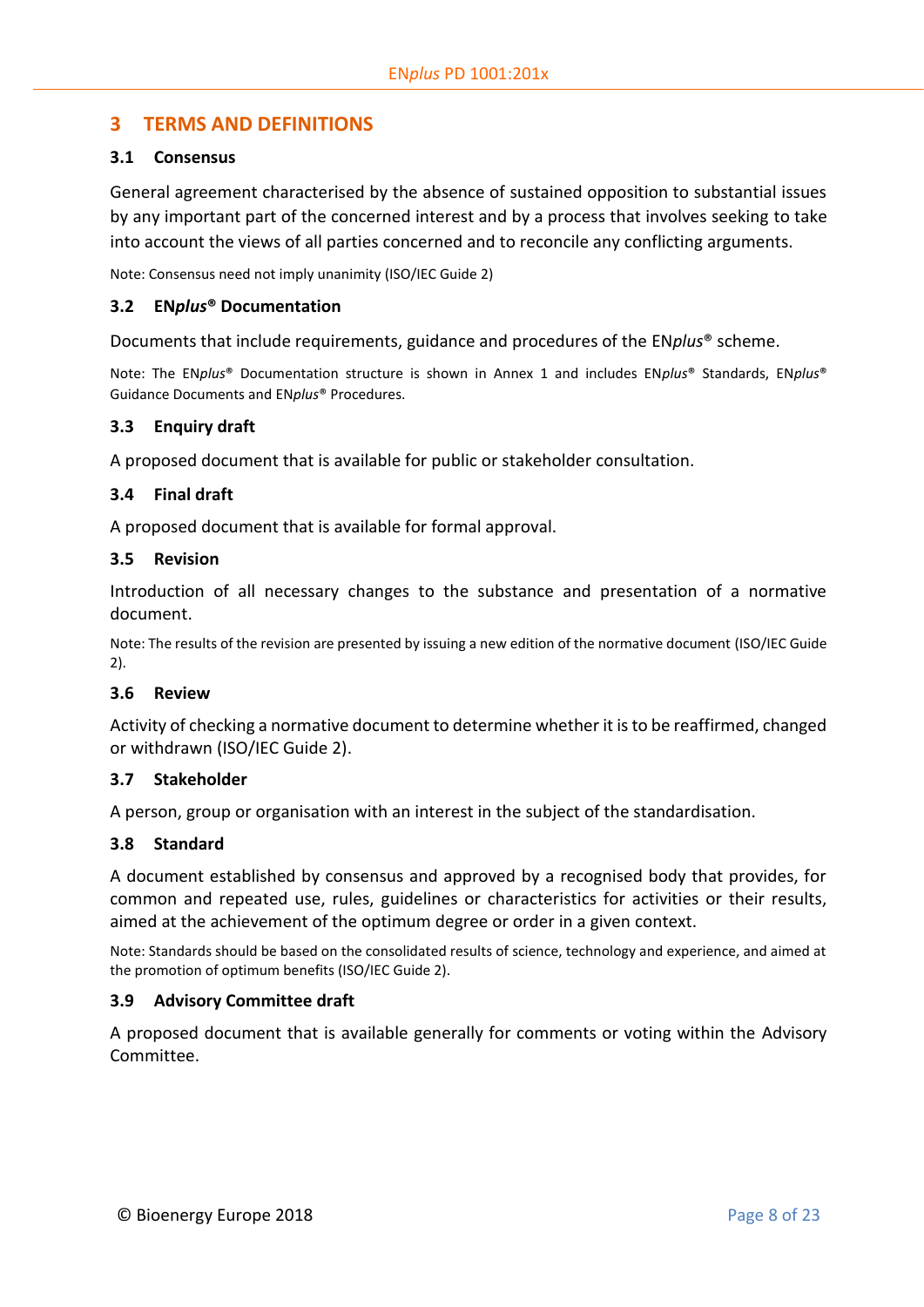## 3 TERMS AND DEFINITIONS

### 3.1 Consensus

General agreement characterised by the absence of sustained opposition to substantial issues by any important part of the concerned interest and by a process that involves seeking to take into account the views of all parties concerned and to reconcile any conflicting arguments.

Note: Consensus need not imply unanimity (ISO/IEC Guide 2)

### 3.2 EN*plus*® Documentation

Documents that include requirements, guidance and procedures of the EN*plus*® scheme.

Note: The EN*plus*® Documentation structure is shown in Annex 1 and includes EN*plus*® Standards, EN*plus*® Guidance Documents and EN*plus*® Procedures.

### 3.3 Enquiry draft

A proposed document that is available for public or stakeholder consultation.

### 3.4 Final draft

A proposed document that is available for formal approval.

### 3.5 Revision

Introduction of all necessary changes to the substance and presentation of a normative document.

Note: The results of the revision are presented by issuing a new edition of the normative document (ISO/IEC Guide 2).

### 3.6 Review

Activity of checking a normative document to determine whether it is to be reaffirmed, changed or withdrawn (ISO/IEC Guide 2).

### 3.7 Stakeholder

A person, group or organisation with an interest in the subject of the standardisation.

### 3.8 Standard

A document established by consensus and approved by a recognised body that provides, for common and repeated use, rules, guidelines or characteristics for activities or their results, aimed at the achievement of the optimum degree or order in a given context.

Note: Standards should be based on the consolidated results of science, technology and experience, and aimed at the promotion of optimum benefits (ISO/IEC Guide 2).

### 3.9 Advisory Committee draft

A proposed document that is available generally for comments or voting within the Advisory Committee.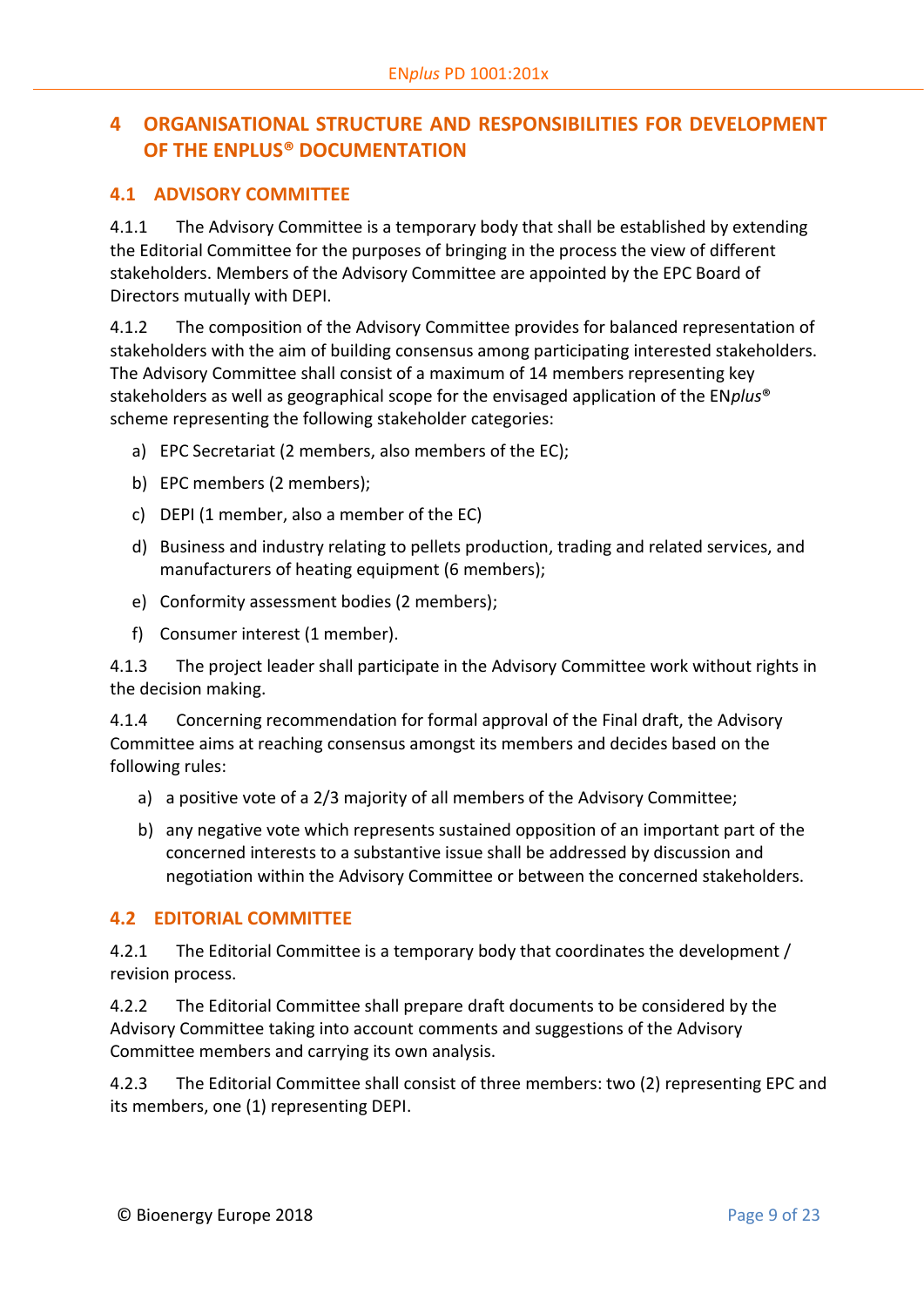# 4 ORGANISATIONAL STRUCTURE AND RESPONSIBILITIES FOR DEVELOPMENT OF THE ENPLUS® DOCUMENTATION

## 4.1 ADVISORY COMMITTEE

4.1.1 The Advisory Committee is a temporary body that shall be established by extending the Editorial Committee for the purposes of bringing in the process the view of different stakeholders. Members of the Advisory Committee are appointed by the EPC Board of Directors mutually with DEPI.

4.1.2 The composition of the Advisory Committee provides for balanced representation of stakeholders with the aim of building consensus among participating interested stakeholders. The Advisory Committee shall consist of a maximum of 14 members representing key stakeholders as well as geographical scope for the envisaged application of the EN*plus*® scheme representing the following stakeholder categories:

a) EPC Secretariat (2 members, also members of the EC);

b) EPC members (2 members);

c) DEPI (1 member, also a member of the EC)

d) Business and industry relating to pellets production, trading and related services, and manufacturers of heating equipment (6 members);

e) Conformity assessment bodies (2 members);

f) Consumer interest (1 member).

4.1.3 The project leader shall participate in the Advisory Committee work without rights in the decision making.

4.1.4 Concerning recommendation for formal approval of the Final draft, the Advisory Committee aims at reaching consensus amongst its members and decides based on the following rules:

a) a positive vote of a 2/3 majority of all members of the Advisory Committee;

b) any negative vote which represents sustained opposition of an important part of the concerned interests to a substantive issue shall be addressed by discussion and negotiation within the Advisory Committee or between the concerned stakeholders.

## 4.2 EDITORIAL COMMITTEE

4.2.1 The Editorial Committee is a temporary body that coordinates the development / revision process.

4.2.2 The Editorial Committee shall prepare draft documents to be considered by the Advisory Committee taking into account comments and suggestions of the Advisory Committee members and carrying its own analysis.

4.2.3 The Editorial Committee shall consist of three members: two (2) representing EPC and its members, one (1) representing DEPI.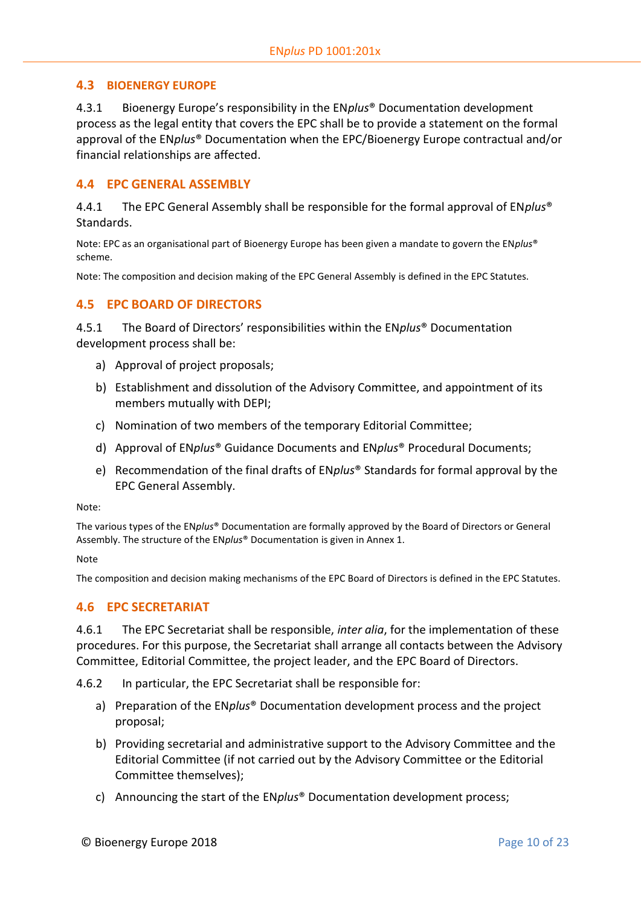## 4.3 BIOENERGY EUROPE

4.3.1 Bioenergy Europe's responsibility in the EN*plus*® Documentation development process as the legal entity that covers the EPC shall be to provide a statement on the formal approval of the EN*plus*® Documentation when the EPC/Bioenergy Europe contractual and/or financial relationships are affected.

## 4.4 EPC GENERAL ASSEMBLY

4.4.1 The EPC General Assembly shall be responsible for the formal approval of EN*plus*® Standards.

Note: EPC as an organisational part of Bioenergy Europe has been given a mandate to govern the EN*plus*® scheme.

Note: The composition and decision making of the EPC General Assembly is defined in the EPC Statutes.

## 4.5 EPC BOARD OF DIRECTORS

4.5.1 The Board of Directors' responsibilities within the EN*plus*® Documentation development process shall be:

a) Approval of project proposals;
b) Establishment and dissolution of the Advisory Committee, and appointment of its members mutually with DEPI;
c) Nomination of two members of the temporary Editorial Committee;
d) Approval of EN*plus*® Guidance Documents and EN*plus*® Procedural Documents;
e) Recommendation of the final drafts of EN*plus*® Standards for formal approval by the EPC General Assembly.

Note:

The various types of the EN*plus*® Documentation are formally approved by the Board of Directors or General Assembly. The structure of the EN*plus*® Documentation is given in Annex 1.

Note

The composition and decision making mechanisms of the EPC Board of Directors is defined in the EPC Statutes.

## 4.6 EPC SECRETARIAT

4.6.1 The EPC Secretariat shall be responsible, *inter alia*, for the implementation of these procedures. For this purpose, the Secretariat shall arrange all contacts between the Advisory Committee, Editorial Committee, the project leader, and the EPC Board of Directors.

4.6.2 In particular, the EPC Secretariat shall be responsible for:

a) Preparation of the EN*plus*® Documentation development process and the project proposal;
b) Providing secretarial and administrative support to the Advisory Committee and the Editorial Committee (if not carried out by the Advisory Committee or the Editorial Committee themselves);
c) Announcing the start of the EN*plus*® Documentation development process;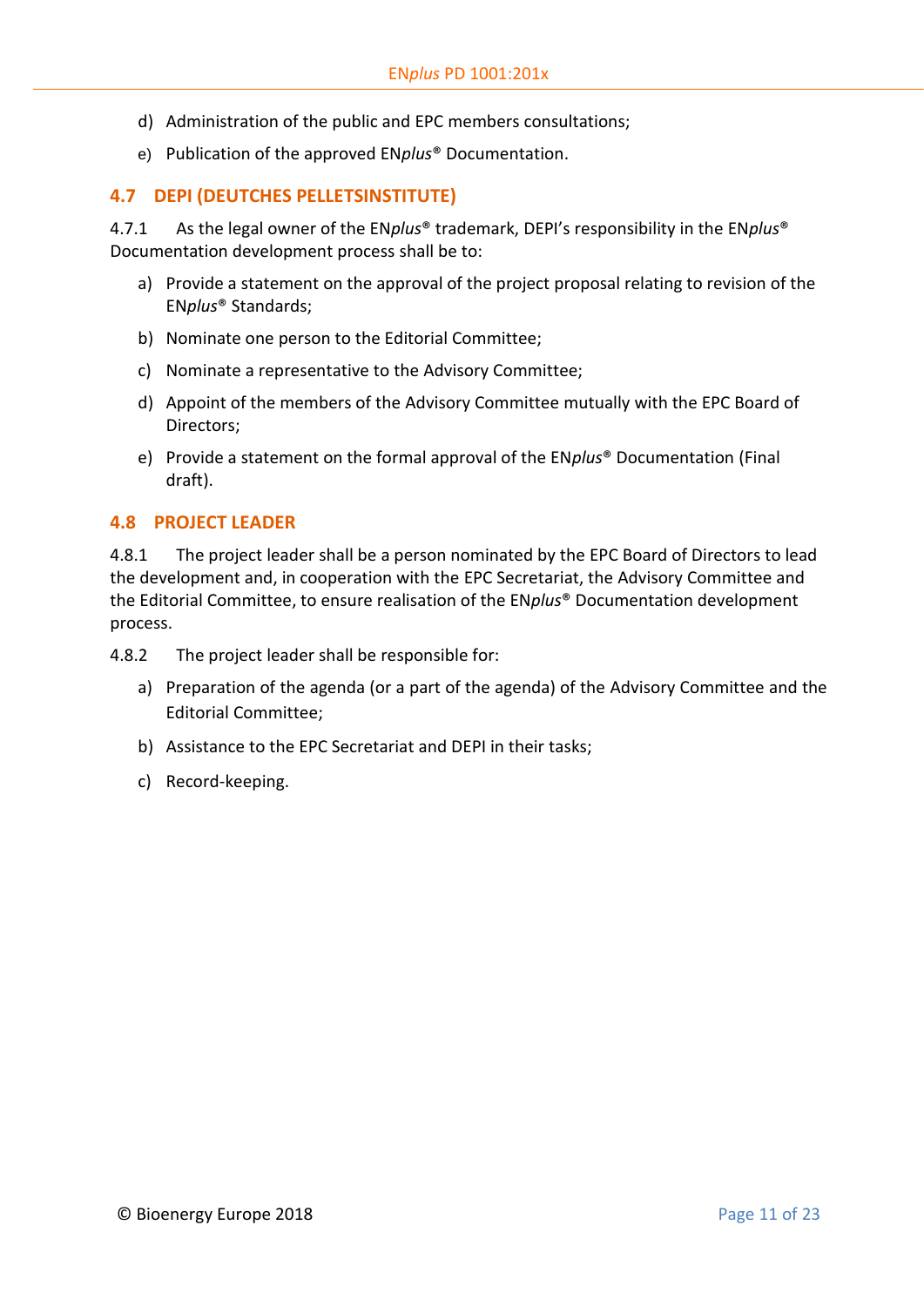d) Administration of the public and EPC members consultations;

e) Publication of the approved EN*plus*® Documentation.

## 4.7 DEPI (DEUTCHES PELLETSINSTITUTE)

4.7.1 As the legal owner of the EN*plus*® trademark, DEPI's responsibility in the EN*plus*® Documentation development process shall be to:

a) Provide a statement on the approval of the project proposal relating to revision of the EN*plus*® Standards;

b) Nominate one person to the Editorial Committee;

c) Nominate a representative to the Advisory Committee;

d) Appoint of the members of the Advisory Committee mutually with the EPC Board of Directors;

e) Provide a statement on the formal approval of the EN*plus*® Documentation (Final draft).

## 4.8 PROJECT LEADER

4.8.1 The project leader shall be a person nominated by the EPC Board of Directors to lead the development and, in cooperation with the EPC Secretariat, the Advisory Committee and the Editorial Committee, to ensure realisation of the EN*plus*® Documentation development process.

4.8.2 The project leader shall be responsible for:

a) Preparation of the agenda (or a part of the agenda) of the Advisory Committee and the Editorial Committee;

b) Assistance to the EPC Secretariat and DEPI in their tasks;

c) Record-keeping.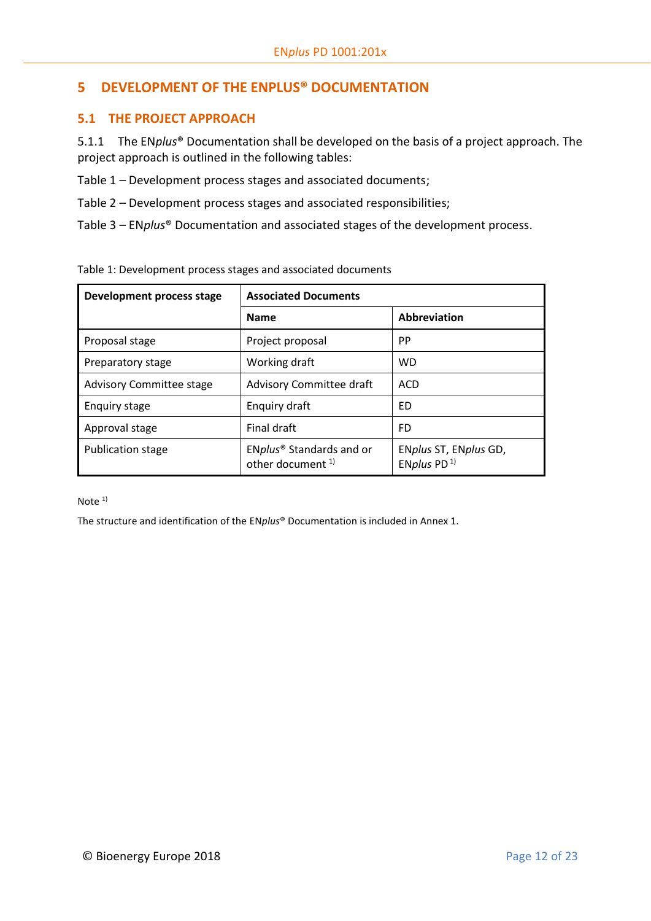# 5 DEVELOPMENT OF THE ENPLUS® DOCUMENTATION

## 5.1 THE PROJECT APPROACH

5.1.1 The EN*plus*® Documentation shall be developed on the basis of a project approach. The project approach is outlined in the following tables:

Table 1 – Development process stages and associated documents;

Table 2 – Development process stages and associated responsibilities;

Table 3 – EN*plus*® Documentation and associated stages of the development process.

Table 1: Development process stages and associated documents

| Development process stage | Associated Documents | |
|---|---|---|
| | **Name** | **Abbreviation** |
| Proposal stage | Project proposal | PP |
| Preparatory stage | Working draft | WD |
| Advisory Committee stage | Advisory Committee draft | ACD |
| Enquiry stage | Enquiry draft | ED |
| Approval stage | Final draft | FD |
| Publication stage | EN*plus*® Standards and or other document [1)] | EN*plus* ST, EN*plus* GD, EN*plus* PD [1)] |

Note [1)]

The structure and identification of the EN*plus*® Documentation is included in Annex 1.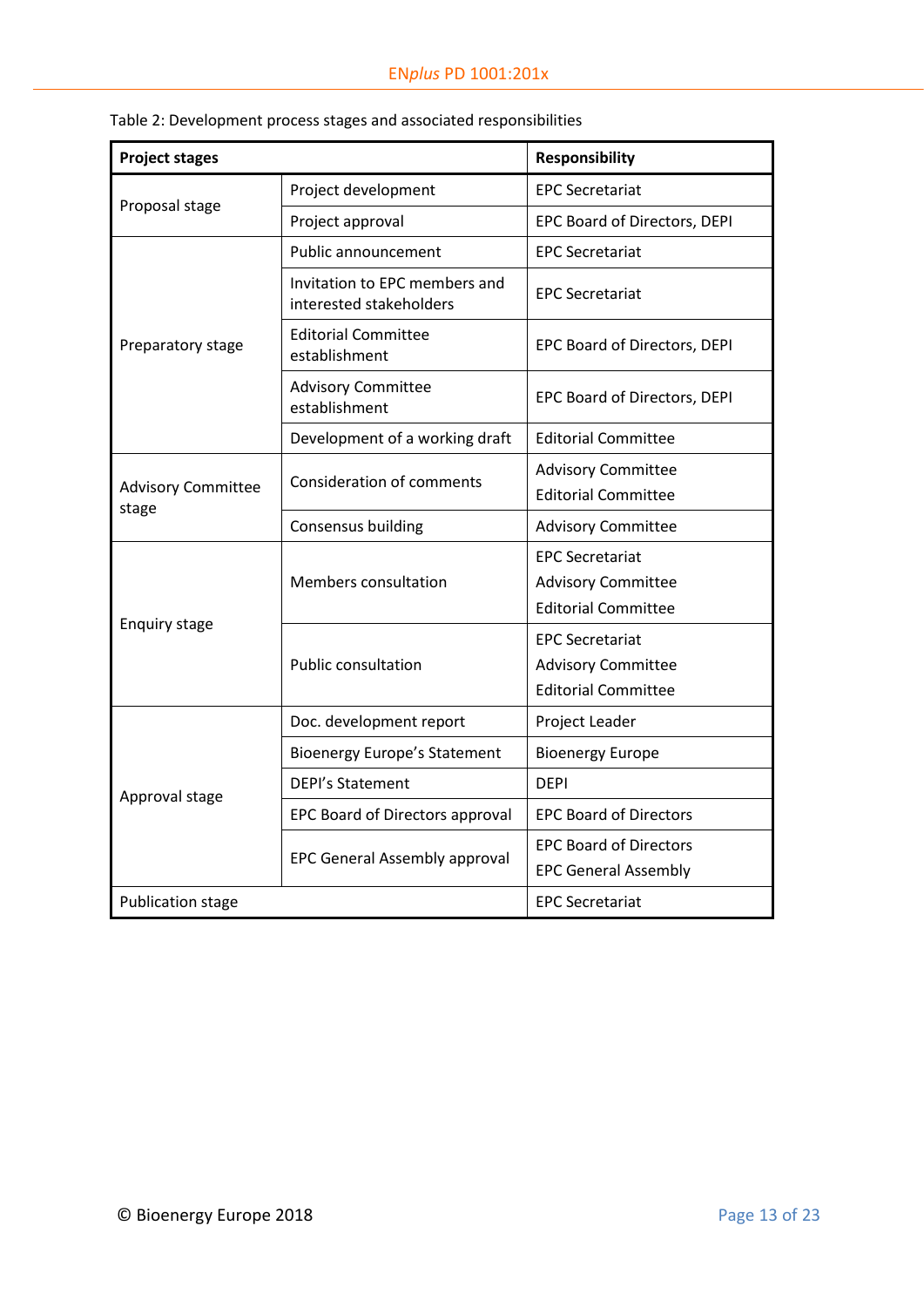Table 2: Development process stages and associated responsibilities

| Project stages | | Responsibility |
|---|---|---|
| Proposal stage | Project development | EPC Secretariat |
| | Project approval | EPC Board of Directors, DEPI |
| Preparatory stage | Public announcement | EPC Secretariat |
| | Invitation to EPC members and interested stakeholders | EPC Secretariat |
| | Editorial Committee establishment | EPC Board of Directors, DEPI |
| | Advisory Committee establishment | EPC Board of Directors, DEPI |
| | Development of a working draft | Editorial Committee |
| Advisory Committee stage | Consideration of comments | Advisory Committee<br>Editorial Committee |
| | Consensus building | Advisory Committee |
| Enquiry stage | Members consultation | EPC Secretariat<br>Advisory Committee<br>Editorial Committee |
| | Public consultation | EPC Secretariat<br>Advisory Committee<br>Editorial Committee |
| Approval stage | Doc. development report | Project Leader |
| | Bioenergy Europe's Statement | Bioenergy Europe |
| | DEPI's Statement | DEPI |
| | EPC Board of Directors approval | EPC Board of Directors |
| | EPC General Assembly approval | EPC Board of Directors<br>EPC General Assembly |
| Publication stage | | EPC Secretariat |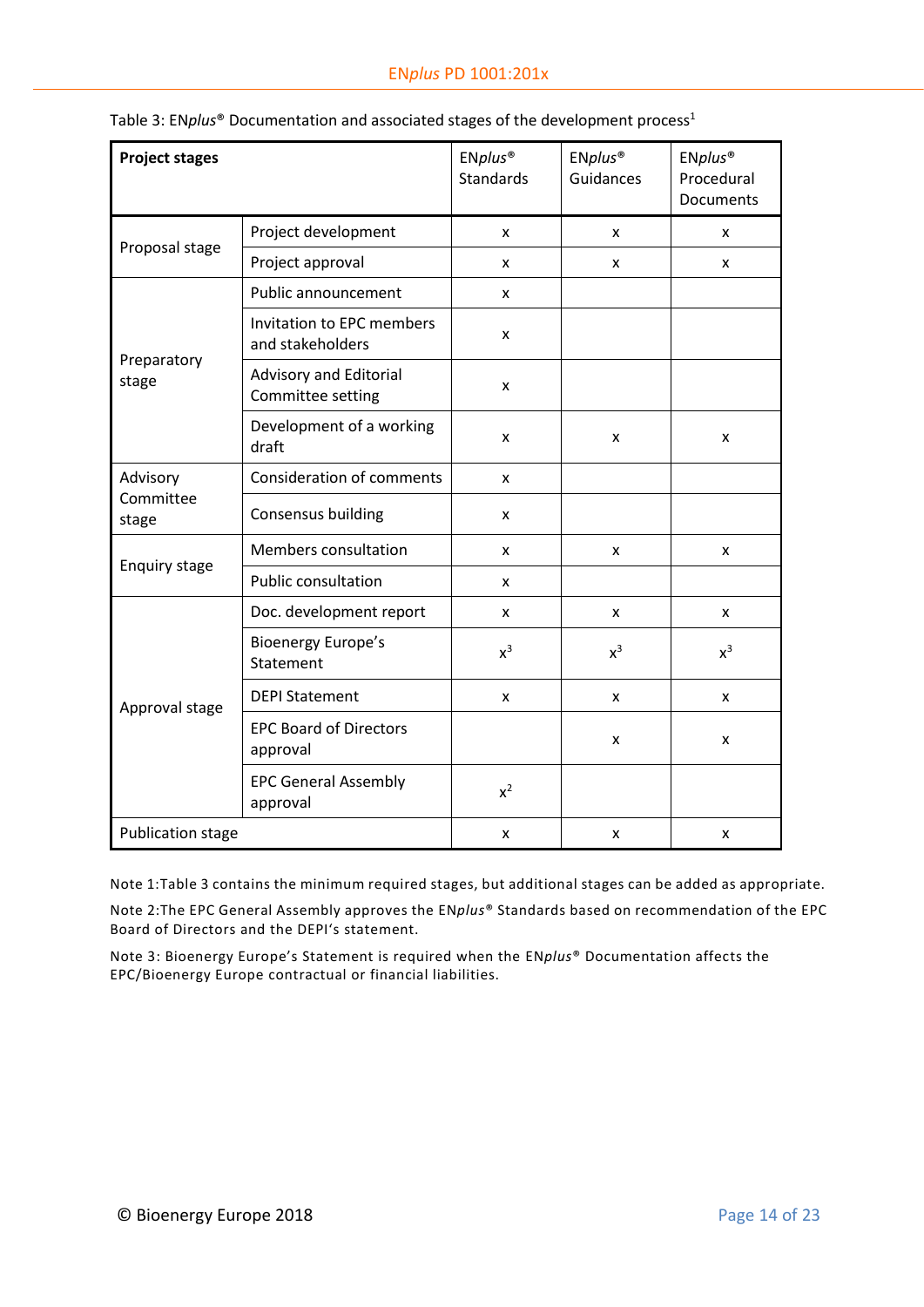Table 3: EN*plus*® Documentation and associated stages of the development process[1]

| **Project stages** | | EN*plus*® Standards | EN*plus*® Guidances | EN*plus*® Procedural Documents |
|---|---|---|---|---|
| Proposal stage | Project development | x | x | x |
| | Project approval | x | x | x |
| Preparatory stage | Public announcement | x | | |
| | Invitation to EPC members and stakeholders | x | | |
| | Advisory and Editorial Committee setting | x | | |
| | Development of a working draft | x | x | x |
| Advisory Committee stage | Consideration of comments | x | | |
| | Consensus building | x | | |
| Enquiry stage | Members consultation | x | x | x |
| | Public consultation | x | | |
| Approval stage | Doc. development report | x | x | x |
| | Bioenergy Europe's Statement | x[3] | x[3] | x[3] |
| | DEPI Statement | x | x | x |
| | EPC Board of Directors approval | | x | x |
| | EPC General Assembly approval | x[2] | | |
| Publication stage | | x | x | x |

Note 1:Table 3 contains the minimum required stages, but additional stages can be added as appropriate.

Note 2:The EPC General Assembly approves the EN*plus*® Standards based on recommendation of the EPC Board of Directors and the DEPI's statement.

Note 3: Bioenergy Europe's Statement is required when the EN*plus*® Documentation affects the EPC/Bioenergy Europe contractual or financial liabilities.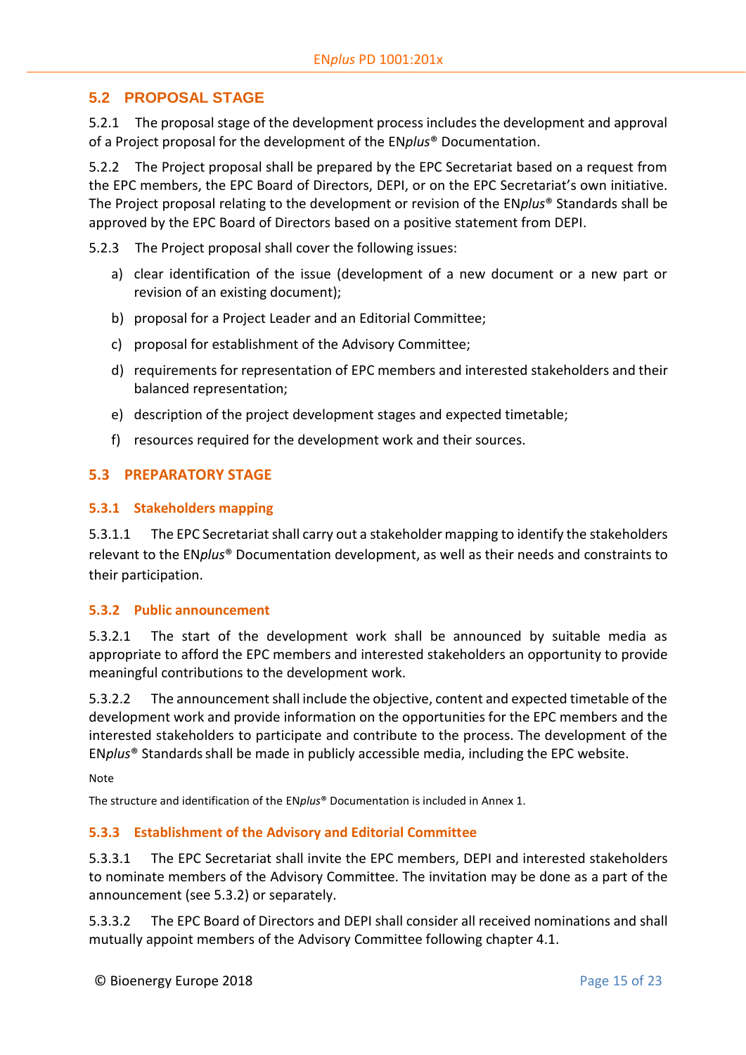## 5.2 PROPOSAL STAGE

5.2.1 The proposal stage of the development process includes the development and approval of a Project proposal for the development of the EN*plus*® Documentation.

5.2.2 The Project proposal shall be prepared by the EPC Secretariat based on a request from the EPC members, the EPC Board of Directors, DEPI, or on the EPC Secretariat's own initiative. The Project proposal relating to the development or revision of the EN*plus*® Standards shall be approved by the EPC Board of Directors based on a positive statement from DEPI.

5.2.3 The Project proposal shall cover the following issues:

a) clear identification of the issue (development of a new document or a new part or revision of an existing document);

b) proposal for a Project Leader and an Editorial Committee;

c) proposal for establishment of the Advisory Committee;

d) requirements for representation of EPC members and interested stakeholders and their balanced representation;

e) description of the project development stages and expected timetable;

f) resources required for the development work and their sources.

## 5.3 PREPARATORY STAGE

### 5.3.1 Stakeholders mapping

5.3.1.1 The EPC Secretariat shall carry out a stakeholder mapping to identify the stakeholders relevant to the EN*plus*® Documentation development, as well as their needs and constraints to their participation.

### 5.3.2 Public announcement

5.3.2.1 The start of the development work shall be announced by suitable media as appropriate to afford the EPC members and interested stakeholders an opportunity to provide meaningful contributions to the development work.

5.3.2.2 The announcement shall include the objective, content and expected timetable of the development work and provide information on the opportunities for the EPC members and the interested stakeholders to participate and contribute to the process. The development of the EN*plus*® Standards shall be made in publicly accessible media, including the EPC website.

Note

The structure and identification of the EN*plus*® Documentation is included in Annex 1.

### 5.3.3 Establishment of the Advisory and Editorial Committee

5.3.3.1 The EPC Secretariat shall invite the EPC members, DEPI and interested stakeholders to nominate members of the Advisory Committee. The invitation may be done as a part of the announcement (see 5.3.2) or separately.

5.3.3.2 The EPC Board of Directors and DEPI shall consider all received nominations and shall mutually appoint members of the Advisory Committee following chapter 4.1.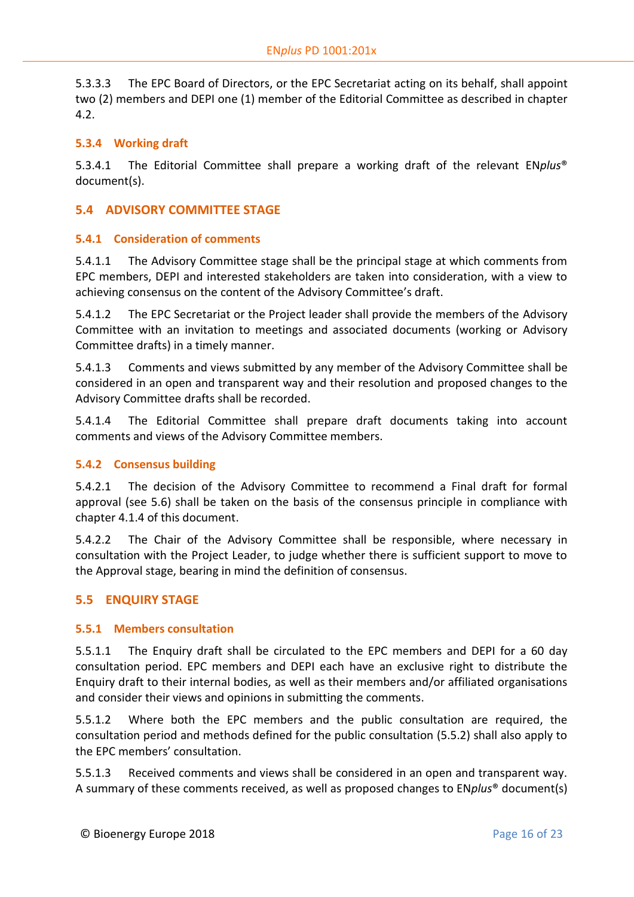5.3.3.3 The EPC Board of Directors, or the EPC Secretariat acting on its behalf, shall appoint two (2) members and DEPI one (1) member of the Editorial Committee as described in chapter 4.2.

### 5.3.4 Working draft

5.3.4.1 The Editorial Committee shall prepare a working draft of the relevant EN*plus*® document(s).

## 5.4 ADVISORY COMMITTEE STAGE

### 5.4.1 Consideration of comments

5.4.1.1 The Advisory Committee stage shall be the principal stage at which comments from EPC members, DEPI and interested stakeholders are taken into consideration, with a view to achieving consensus on the content of the Advisory Committee's draft.

5.4.1.2 The EPC Secretariat or the Project leader shall provide the members of the Advisory Committee with an invitation to meetings and associated documents (working or Advisory Committee drafts) in a timely manner.

5.4.1.3 Comments and views submitted by any member of the Advisory Committee shall be considered in an open and transparent way and their resolution and proposed changes to the Advisory Committee drafts shall be recorded.

5.4.1.4 The Editorial Committee shall prepare draft documents taking into account comments and views of the Advisory Committee members.

### 5.4.2 Consensus building

5.4.2.1 The decision of the Advisory Committee to recommend a Final draft for formal approval (see 5.6) shall be taken on the basis of the consensus principle in compliance with chapter 4.1.4 of this document.

5.4.2.2 The Chair of the Advisory Committee shall be responsible, where necessary in consultation with the Project Leader, to judge whether there is sufficient support to move to the Approval stage, bearing in mind the definition of consensus.

## 5.5 ENQUIRY STAGE

### 5.5.1 Members consultation

5.5.1.1 The Enquiry draft shall be circulated to the EPC members and DEPI for a 60 day consultation period. EPC members and DEPI each have an exclusive right to distribute the Enquiry draft to their internal bodies, as well as their members and/or affiliated organisations and consider their views and opinions in submitting the comments.

5.5.1.2 Where both the EPC members and the public consultation are required, the consultation period and methods defined for the public consultation (5.5.2) shall also apply to the EPC members' consultation.

5.5.1.3 Received comments and views shall be considered in an open and transparent way. A summary of these comments received, as well as proposed changes to EN*plus*® document(s)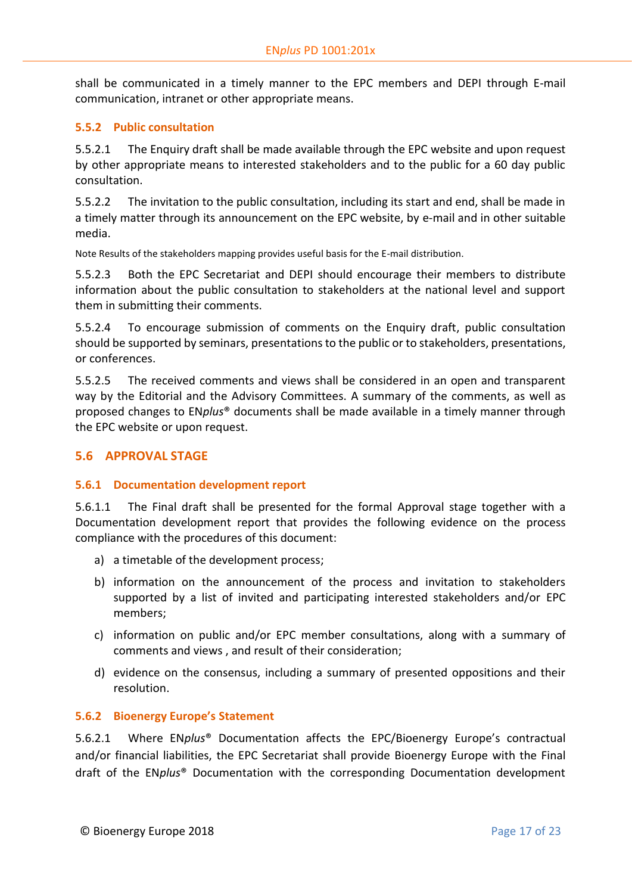shall be communicated in a timely manner to the EPC members and DEPI through E-mail communication, intranet or other appropriate means.

### 5.5.2 Public consultation

5.5.2.1 The Enquiry draft shall be made available through the EPC website and upon request by other appropriate means to interested stakeholders and to the public for a 60 day public consultation.

5.5.2.2 The invitation to the public consultation, including its start and end, shall be made in a timely matter through its announcement on the EPC website, by e-mail and in other suitable media.

Note Results of the stakeholders mapping provides useful basis for the E-mail distribution.

5.5.2.3 Both the EPC Secretariat and DEPI should encourage their members to distribute information about the public consultation to stakeholders at the national level and support them in submitting their comments.

5.5.2.4 To encourage submission of comments on the Enquiry draft, public consultation should be supported by seminars, presentations to the public or to stakeholders, presentations, or conferences.

5.5.2.5 The received comments and views shall be considered in an open and transparent way by the Editorial and the Advisory Committees. A summary of the comments, as well as proposed changes to EN*plus*® documents shall be made available in a timely manner through the EPC website or upon request.

## 5.6 APPROVAL STAGE

### 5.6.1 Documentation development report

5.6.1.1 The Final draft shall be presented for the formal Approval stage together with a Documentation development report that provides the following evidence on the process compliance with the procedures of this document:

a) a timetable of the development process;

b) information on the announcement of the process and invitation to stakeholders supported by a list of invited and participating interested stakeholders and/or EPC members;

c) information on public and/or EPC member consultations, along with a summary of comments and views , and result of their consideration;

d) evidence on the consensus, including a summary of presented oppositions and their resolution.

### 5.6.2 Bioenergy Europe's Statement

5.6.2.1 Where EN*plus*® Documentation affects the EPC/Bioenergy Europe's contractual and/or financial liabilities, the EPC Secretariat shall provide Bioenergy Europe with the Final draft of the EN*plus*® Documentation with the corresponding Documentation development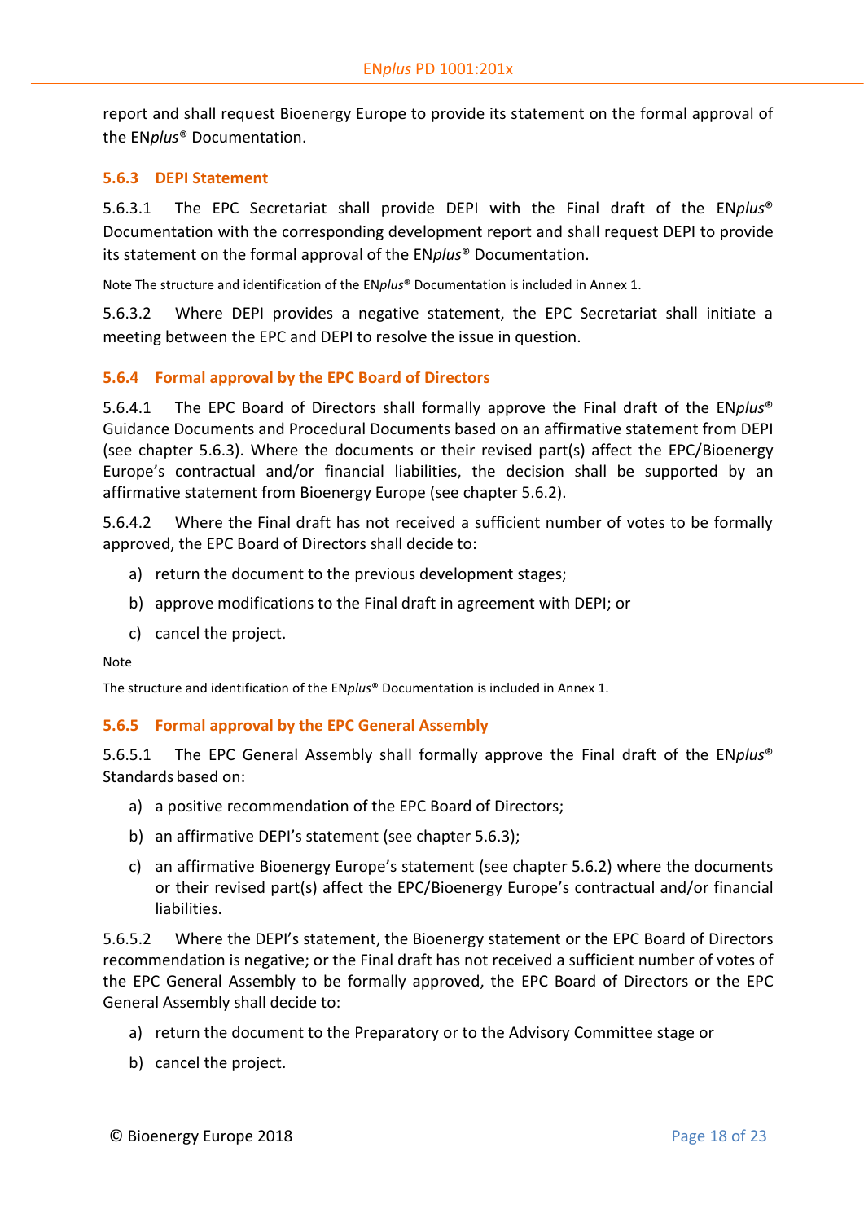report and shall request Bioenergy Europe to provide its statement on the formal approval of the EN*plus*® Documentation.

### 5.6.3 DEPI Statement

5.6.3.1 The EPC Secretariat shall provide DEPI with the Final draft of the EN*plus*® Documentation with the corresponding development report and shall request DEPI to provide its statement on the formal approval of the EN*plus*® Documentation.

Note The structure and identification of the EN*plus*® Documentation is included in Annex 1.

5.6.3.2 Where DEPI provides a negative statement, the EPC Secretariat shall initiate a meeting between the EPC and DEPI to resolve the issue in question.

### 5.6.4 Formal approval by the EPC Board of Directors

5.6.4.1 The EPC Board of Directors shall formally approve the Final draft of the EN*plus*® Guidance Documents and Procedural Documents based on an affirmative statement from DEPI (see chapter 5.6.3). Where the documents or their revised part(s) affect the EPC/Bioenergy Europe's contractual and/or financial liabilities, the decision shall be supported by an affirmative statement from Bioenergy Europe (see chapter 5.6.2).

5.6.4.2 Where the Final draft has not received a sufficient number of votes to be formally approved, the EPC Board of Directors shall decide to:

a) return the document to the previous development stages;

b) approve modifications to the Final draft in agreement with DEPI; or

c) cancel the project.

Note

The structure and identification of the EN*plus*® Documentation is included in Annex 1.

### 5.6.5 Formal approval by the EPC General Assembly

5.6.5.1 The EPC General Assembly shall formally approve the Final draft of the EN*plus*® Standards based on:

a) a positive recommendation of the EPC Board of Directors;

b) an affirmative DEPI's statement (see chapter 5.6.3);

c) an affirmative Bioenergy Europe's statement (see chapter 5.6.2) where the documents or their revised part(s) affect the EPC/Bioenergy Europe's contractual and/or financial liabilities.

5.6.5.2 Where the DEPI's statement, the Bioenergy statement or the EPC Board of Directors recommendation is negative; or the Final draft has not received a sufficient number of votes of the EPC General Assembly to be formally approved, the EPC Board of Directors or the EPC General Assembly shall decide to:

a) return the document to the Preparatory or to the Advisory Committee stage or

b) cancel the project.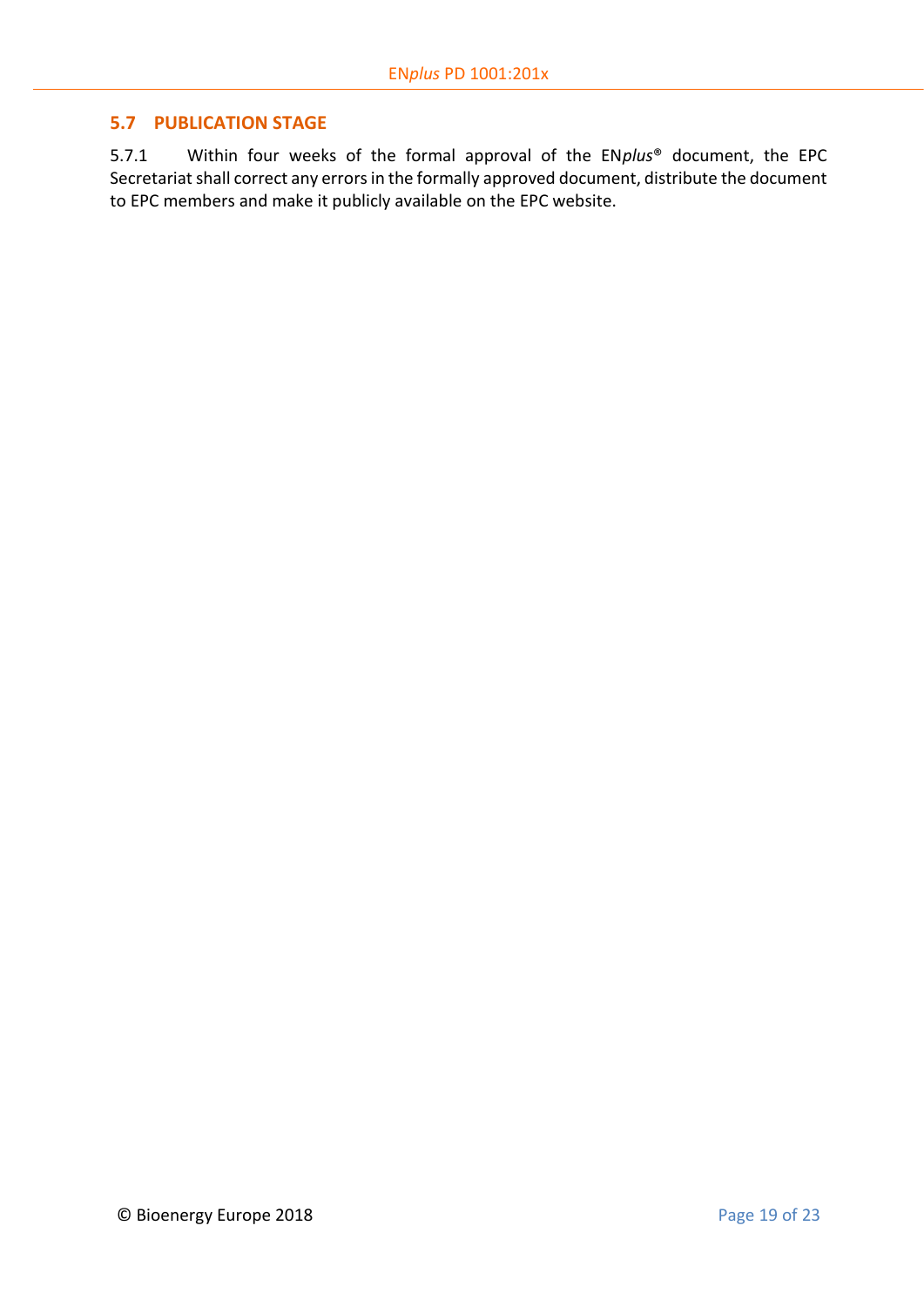## 5.7 PUBLICATION STAGE

5.7.1 Within four weeks of the formal approval of the EN*plus*® document, the EPC Secretariat shall correct any errors in the formally approved document, distribute the document to EPC members and make it publicly available on the EPC website.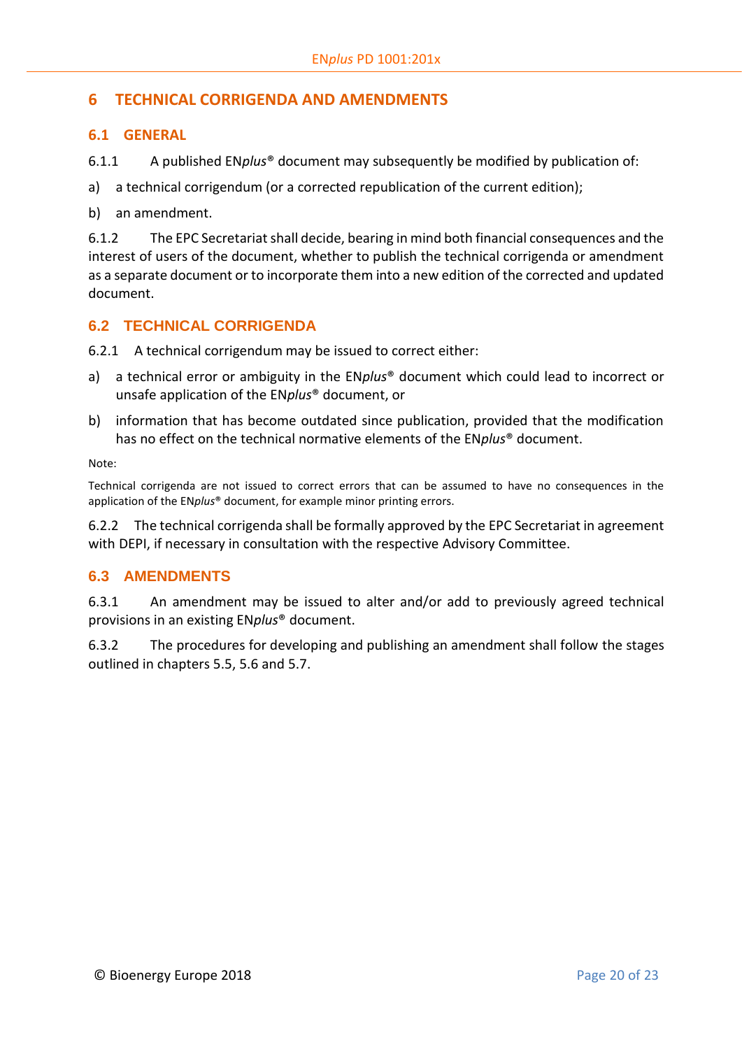# 6 TECHNICAL CORRIGENDA AND AMENDMENTS

## 6.1 GENERAL

6.1.1 A published EN*plus*® document may subsequently be modified by publication of:

a) a technical corrigendum (or a corrected republication of the current edition);

b) an amendment.

6.1.2 The EPC Secretariat shall decide, bearing in mind both financial consequences and the interest of users of the document, whether to publish the technical corrigenda or amendment as a separate document or to incorporate them into a new edition of the corrected and updated document.

## 6.2 TECHNICAL CORRIGENDA

6.2.1 A technical corrigendum may be issued to correct either:

a) a technical error or ambiguity in the EN*plus*® document which could lead to incorrect or unsafe application of the EN*plus*® document, or

b) information that has become outdated since publication, provided that the modification has no effect on the technical normative elements of the EN*plus*® document.

Note:

Technical corrigenda are not issued to correct errors that can be assumed to have no consequences in the application of the EN*plus*® document, for example minor printing errors.

6.2.2 The technical corrigenda shall be formally approved by the EPC Secretariat in agreement with DEPI, if necessary in consultation with the respective Advisory Committee.

## 6.3 AMENDMENTS

6.3.1 An amendment may be issued to alter and/or add to previously agreed technical provisions in an existing EN*plus*® document.

6.3.2 The procedures for developing and publishing an amendment shall follow the stages outlined in chapters 5.5, 5.6 and 5.7.

© Bioenergy Europe 2018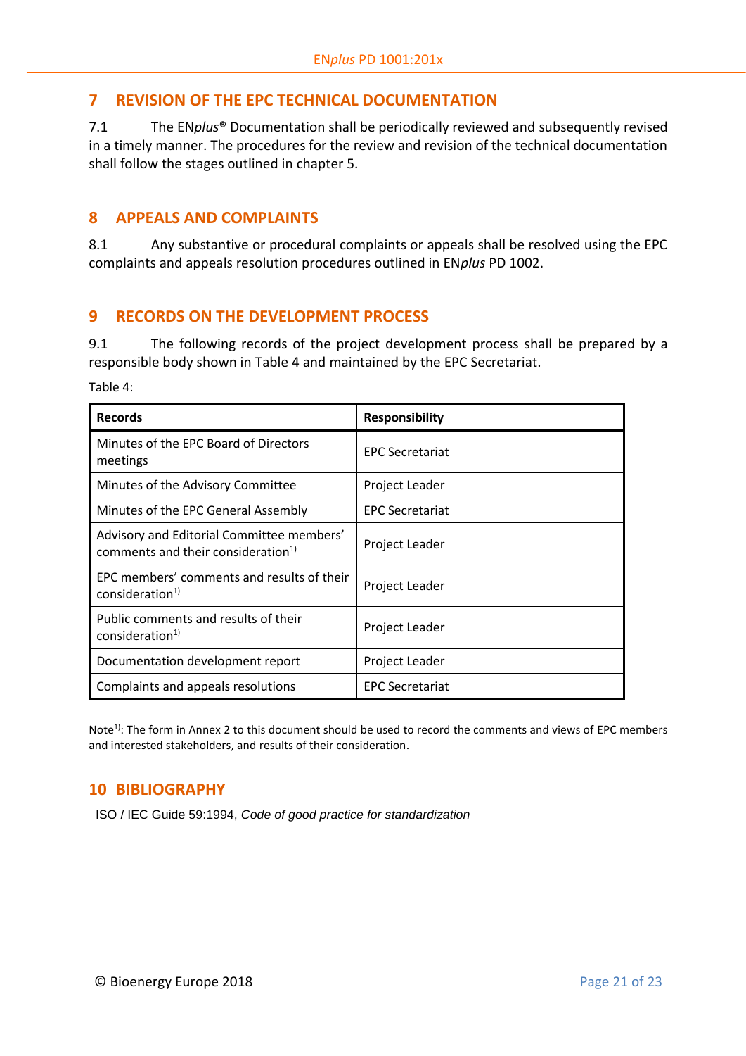## 7 REVISION OF THE EPC TECHNICAL DOCUMENTATION

7.1 The EN*plus*® Documentation shall be periodically reviewed and subsequently revised in a timely manner. The procedures for the review and revision of the technical documentation shall follow the stages outlined in chapter 5.

## 8 APPEALS AND COMPLAINTS

8.1 Any substantive or procedural complaints or appeals shall be resolved using the EPC complaints and appeals resolution procedures outlined in EN*plus* PD 1002.

## 9 RECORDS ON THE DEVELOPMENT PROCESS

9.1 The following records of the project development process shall be prepared by a responsible body shown in Table 4 and maintained by the EPC Secretariat.

Table 4:

| Records | Responsibility |
|---|---|
| Minutes of the EPC Board of Directors meetings | EPC Secretariat |
| Minutes of the Advisory Committee | Project Leader |
| Minutes of the EPC General Assembly | EPC Secretariat |
| Advisory and Editorial Committee members' comments and their consideration[1)] | Project Leader |
| EPC members' comments and results of their consideration[1)] | Project Leader |
| Public comments and results of their consideration[1)] | Project Leader |
| Documentation development report | Project Leader |
| Complaints and appeals resolutions | EPC Secretariat |

Note[1)]: The form in Annex 2 to this document should be used to record the comments and views of EPC members and interested stakeholders, and results of their consideration.

## 10 BIBLIOGRAPHY

ISO / IEC Guide 59:1994, *Code of good practice for standardization*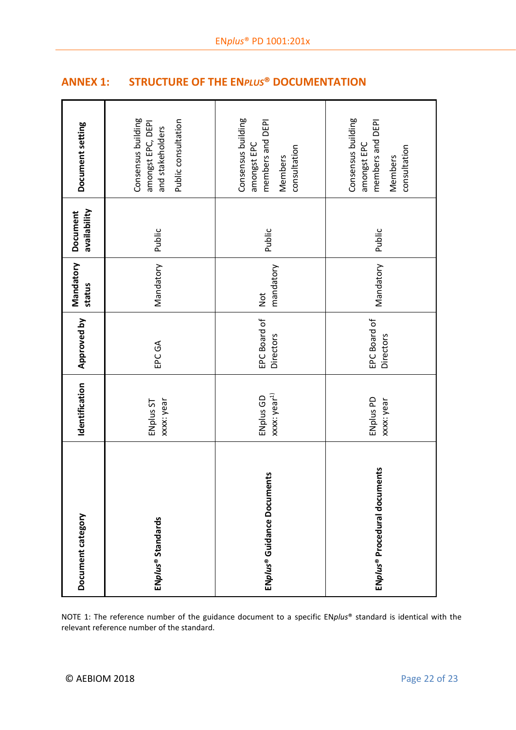## ANNEX 1: STRUCTURE OF THE EN*PLUS*® DOCUMENTATION

| Document category | Identification | Approved by | Mandatory status | Document availability | Document setting |
|---|---|---|---|---|---|
| **EN*plus*® Standards** | ENplus ST xxxx: year | EPC GA | Mandatory | Public | Consensus building amongst EPC, DEPI and stakeholders<br>Public consultation |
| **EN*plus*® Guidance Documents** | ENplus GD xxxx: year[1)] | EPC Board of Directors | Not mandatory | Public | Consensus building amongst EPC members and DEPI<br>Members consultation |
| **EN*plus*® Procedural documents** | ENplus PD xxxx: year | EPC Board of Directors | Mandatory | Public | Consensus building amongst EPC members and DEPI<br>Members consultation |

NOTE 1: The reference number of the guidance document to a specific EN*plus*® standard is identical with the relevant reference number of the standard.

© AEBIOM 2018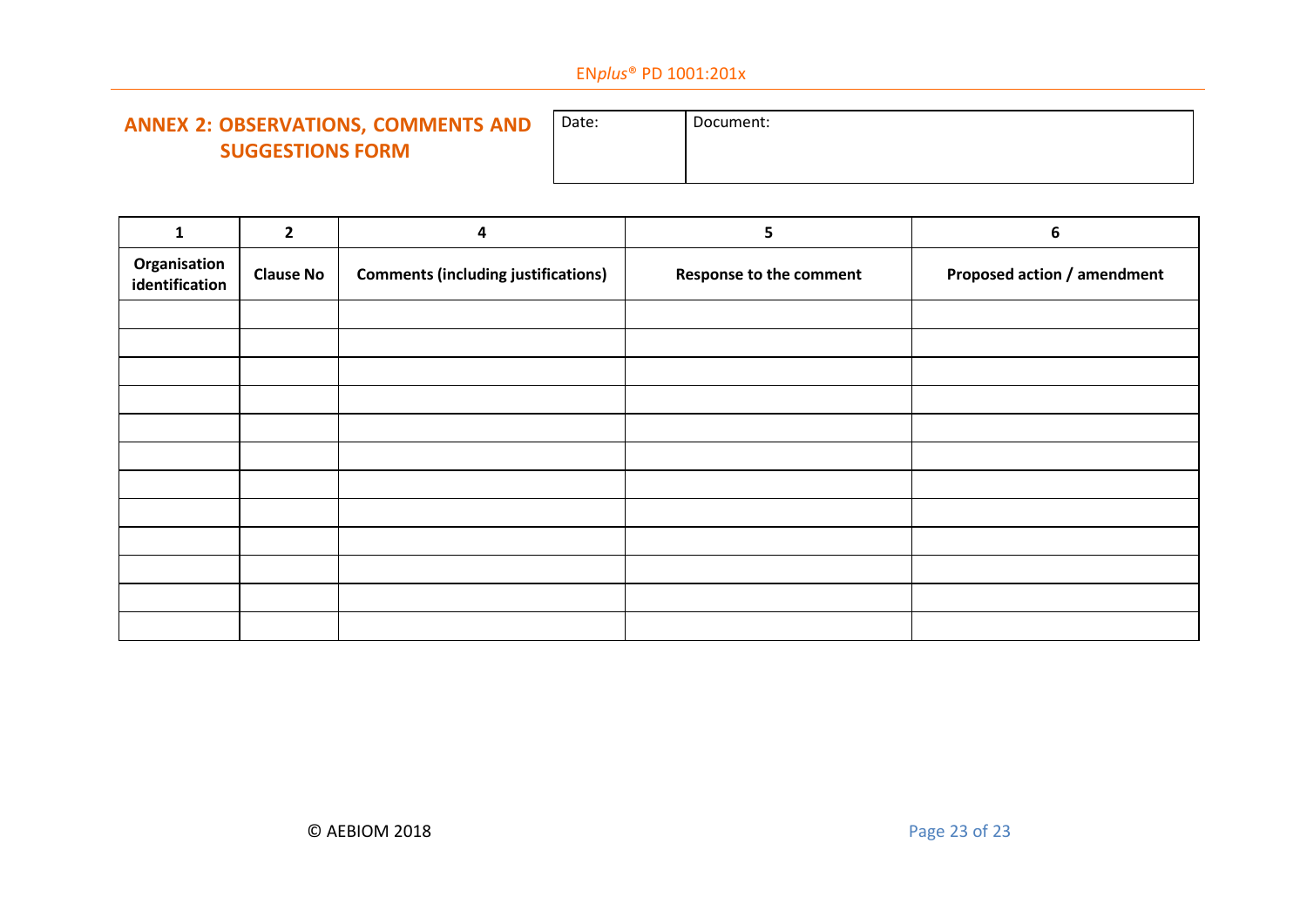## ANNEX 2: OBSERVATIONS, COMMENTS AND SUGGESTIONS FORM

| Date: | Document: |
|---|---|
| | |

| 1 | 2 | 4 | 5 | 6 |
|---|---|---|---|---|
| **Organisation identification** | **Clause No** | **Comments (including justifications)** | **Response to the comment** | **Proposed action / amendment** |
| | | | | |
| | | | | |
| | | | | |
| | | | | |
| | | | | |
| | | | | |
| | | | | |
| | | | | |
| | | | | |
| | | | | |
| | | | | |
| | | | | |

© AEBIOM 2018